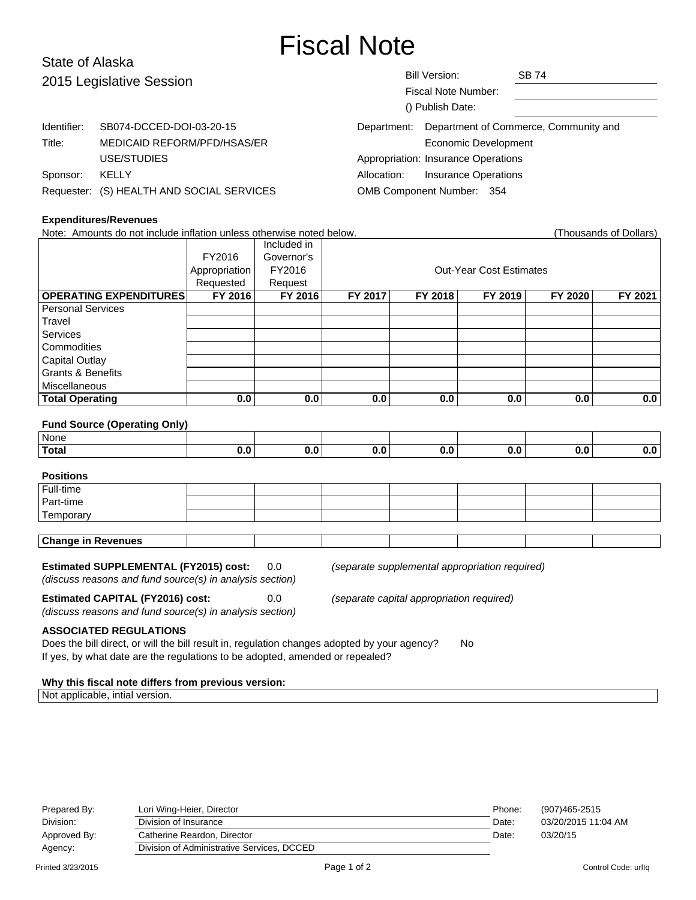# Fiscal Note

## State of Alaska
## 2015 Legislative Session

| | |
|---|---|
| Bill Version: | SB 74 |
| Fiscal Note Number: | |
| () Publish Date: | |

| | |
|---|---|
| Identifier: | SB074-DCCED-DOI-03-20-15 |
| Title: | MEDICAID REFORM/PFD/HSAS/ER USE/STUDIES |
| Sponsor: | KELLY |
| Requester: | (S) HEALTH AND SOCIAL SERVICES |

| | |
|---|---|
| Department: | Department of Commerce, Community and Economic Development |
| Appropriation: | Insurance Operations |
| Allocation: | Insurance Operations |
| OMB Component Number: | 354 |

**Expenditures/Revenues**

Note: Amounts do not include inflation unless otherwise noted below. (Thousands of Dollars)

| | FY2016 Appropriation Requested | Included in Governor's FY2016 Request | Out-Year Cost Estimates | | | | |
|---|---|---|---|---|---|---|---|
| **OPERATING EXPENDITURES** | **FY 2016** | **FY 2016** | **FY 2017** | **FY 2018** | **FY 2019** | **FY 2020** | **FY 2021** |
| Personal Services | | | | | | | |
| Travel | | | | | | | |
| Services | | | | | | | |
| Commodities | | | | | | | |
| Capital Outlay | | | | | | | |
| Grants & Benefits | | | | | | | |
| Miscellaneous | | | | | | | |
| **Total Operating** | **0.0** | **0.0** | **0.0** | **0.0** | **0.0** | **0.0** | **0.0** |

**Fund Source (Operating Only)**

| | | | | | | | |
|---|---|---|---|---|---|---|---|
| None | | | | | | | |
| **Total** | **0.0** | **0.0** | **0.0** | **0.0** | **0.0** | **0.0** | **0.0** |

**Positions**

| | | | | | | | |
|---|---|---|---|---|---|---|---|
| Full-time | | | | | | | |
| Part-time | | | | | | | |
| Temporary | | | | | | | |

| | | | | | | | |
|---|---|---|---|---|---|---|---|
| **Change in Revenues** | | | | | | | |

**Estimated SUPPLEMENTAL (FY2015) cost:** 0.0 *(separate supplemental appropriation required)*
*(discuss reasons and fund source(s) in analysis section)*

**Estimated CAPITAL (FY2016) cost:** 0.0 *(separate capital appropriation required)*
*(discuss reasons and fund source(s) in analysis section)*

**ASSOCIATED REGULATIONS**

Does the bill direct, or will the bill result in, regulation changes adopted by your agency? No

If yes, by what date are the regulations to be adopted, amended or repealed?

**Why this fiscal note differs from previous version:**

Not applicable, intial version.

| | | | |
|---|---|---|---|
| Prepared By: | Lori Wing-Heier, Director | Phone: | (907)465-2515 |
| Division: | Division of Insurance | Date: | 03/20/2015 11:04 AM |
| Approved By: | Catherine Reardon, Director | Date: | 03/20/15 |
| Agency: | Division of Administrative Services, DCCED | | |

Printed 3/23/2015 Control Code: urlIq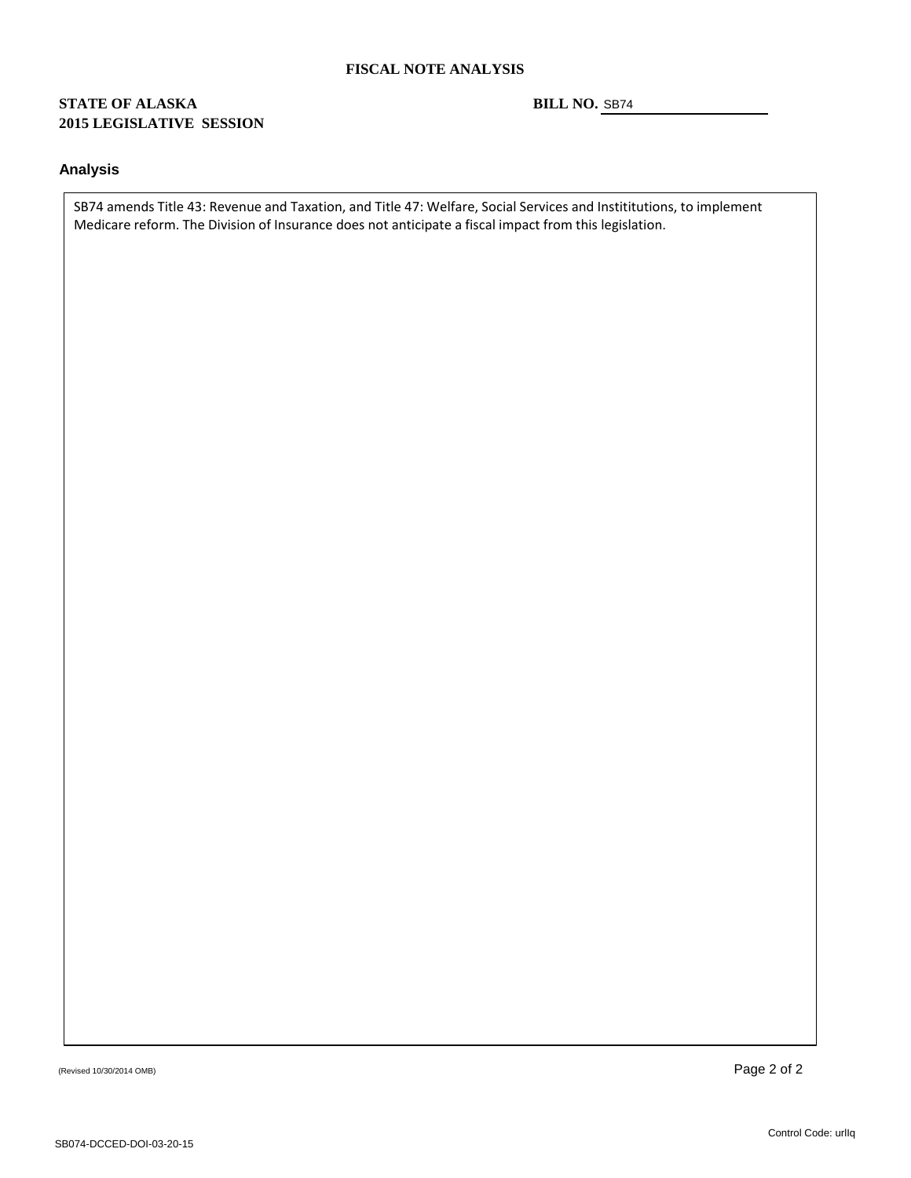**FISCAL NOTE ANALYSIS**

**STATE OF ALASKA**
**2015 LEGISLATIVE SESSION**

**BILL NO.** SB74

### Analysis

SB74 amends Title 43: Revenue and Taxation, and Title 47: Welfare, Social Services and Instititutions, to implement Medicare reform. The Division of Insurance does not anticipate a fiscal impact from this legislation.

(Revised 10/30/2014 OMB)

Control Code: urlIq

SB074-DCCED-DOI-03-20-15